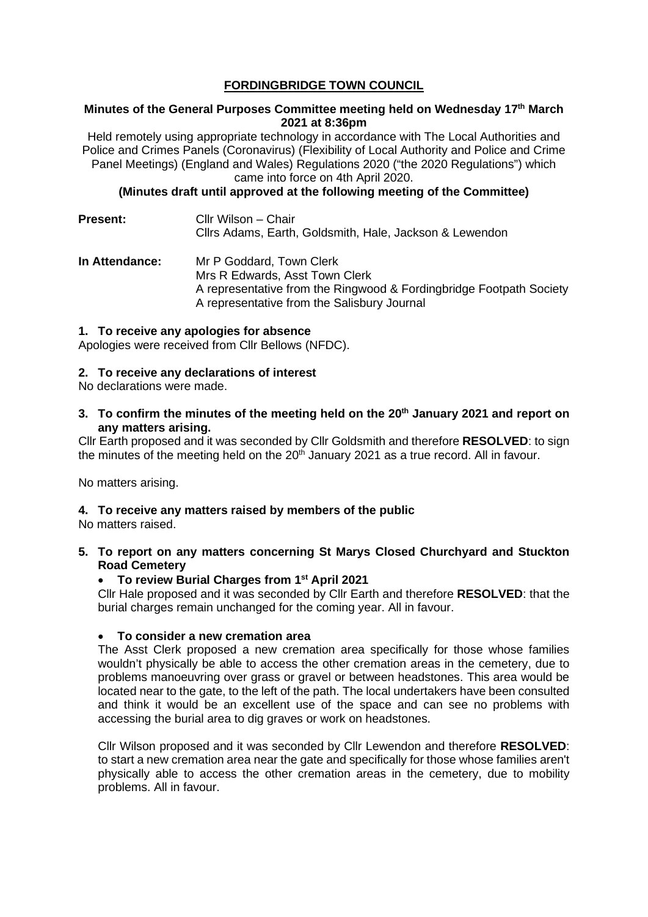# FORDINGBRIDGE TOWN COUNCIL

**Minutes of the General Purposes Committee meeting held on Wednesday 17th March 2021 at 8:36pm**

Held remotely using appropriate technology in accordance with The Local Authorities and Police and Crimes Panels (Coronavirus) (Flexibility of Local Authority and Police and Crime Panel Meetings) (England and Wales) Regulations 2020 ("the 2020 Regulations") which came into force on 4th April 2020.

**(Minutes draft until approved at the following meeting of the Committee)**

**Present:** Cllr Wilson – Chair
Cllrs Adams, Earth, Goldsmith, Hale, Jackson & Lewendon

**In Attendance:** Mr P Goddard, Town Clerk
Mrs R Edwards, Asst Town Clerk
A representative from the Ringwood & Fordingbridge Footpath Society
A representative from the Salisbury Journal

**1. To receive any apologies for absence**

Apologies were received from Cllr Bellows (NFDC).

**2. To receive any declarations of interest**

No declarations were made.

**3. To confirm the minutes of the meeting held on the 20th January 2021 and report on any matters arising.**

Cllr Earth proposed and it was seconded by Cllr Goldsmith and therefore **RESOLVED**: to sign the minutes of the meeting held on the 20th January 2021 as a true record. All in favour.

No matters arising.

**4. To receive any matters raised by members of the public**

No matters raised.

**5. To report on any matters concerning St Marys Closed Churchyard and Stuckton Road Cemetery**

- **To review Burial Charges from 1st April 2021**

  Cllr Hale proposed and it was seconded by Cllr Earth and therefore **RESOLVED**: that the burial charges remain unchanged for the coming year. All in favour.

- **To consider a new cremation area**

  The Asst Clerk proposed a new cremation area specifically for those whose families wouldn't physically be able to access the other cremation areas in the cemetery, due to problems manoeuvring over grass or gravel or between headstones. This area would be located near to the gate, to the left of the path. The local undertakers have been consulted and think it would be an excellent use of the space and can see no problems with accessing the burial area to dig graves or work on headstones.

  Cllr Wilson proposed and it was seconded by Cllr Lewendon and therefore **RESOLVED**: to start a new cremation area near the gate and specifically for those whose families aren't physically able to access the other cremation areas in the cemetery, due to mobility problems. All in favour.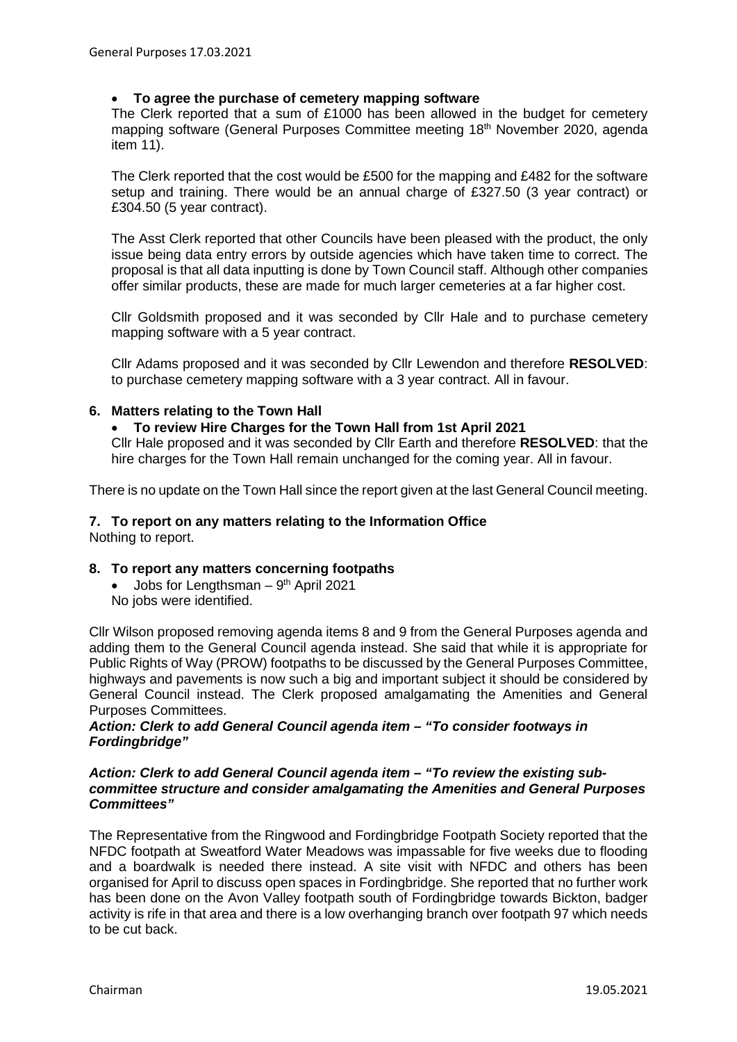- **To agree the purchase of cemetery mapping software**

The Clerk reported that a sum of £1000 has been allowed in the budget for cemetery mapping software (General Purposes Committee meeting 18th November 2020, agenda item 11).

The Clerk reported that the cost would be £500 for the mapping and £482 for the software setup and training. There would be an annual charge of £327.50 (3 year contract) or £304.50 (5 year contract).

The Asst Clerk reported that other Councils have been pleased with the product, the only issue being data entry errors by outside agencies which have taken time to correct. The proposal is that all data inputting is done by Town Council staff. Although other companies offer similar products, these are made for much larger cemeteries at a far higher cost.

Cllr Goldsmith proposed and it was seconded by Cllr Hale and to purchase cemetery mapping software with a 5 year contract.

Cllr Adams proposed and it was seconded by Cllr Lewendon and therefore **RESOLVED**: to purchase cemetery mapping software with a 3 year contract. All in favour.

## 6. Matters relating to the Town Hall

- **To review Hire Charges for the Town Hall from 1st April 2021**

Cllr Hale proposed and it was seconded by Cllr Earth and therefore **RESOLVED**: that the hire charges for the Town Hall remain unchanged for the coming year. All in favour.

There is no update on the Town Hall since the report given at the last General Council meeting.

## 7. To report on any matters relating to the Information Office

Nothing to report.

## 8. To report any matters concerning footpaths

- Jobs for Lengthsman – 9th April 2021

No jobs were identified.

Cllr Wilson proposed removing agenda items 8 and 9 from the General Purposes agenda and adding them to the General Council agenda instead. She said that while it is appropriate for Public Rights of Way (PROW) footpaths to be discussed by the General Purposes Committee, highways and pavements is now such a big and important subject it should be considered by General Council instead. The Clerk proposed amalgamating the Amenities and General Purposes Committees.

***Action: Clerk to add General Council agenda item – "To consider footways in Fordingbridge"***

***Action: Clerk to add General Council agenda item – "To review the existing sub-committee structure and consider amalgamating the Amenities and General Purposes Committees"***

The Representative from the Ringwood and Fordingbridge Footpath Society reported that the NFDC footpath at Sweatford Water Meadows was impassable for five weeks due to flooding and a boardwalk is needed there instead. A site visit with NFDC and others has been organised for April to discuss open spaces in Fordingbridge. She reported that no further work has been done on the Avon Valley footpath south of Fordingbridge towards Bickton, badger activity is rife in that area and there is a low overhanging branch over footpath 97 which needs to be cut back.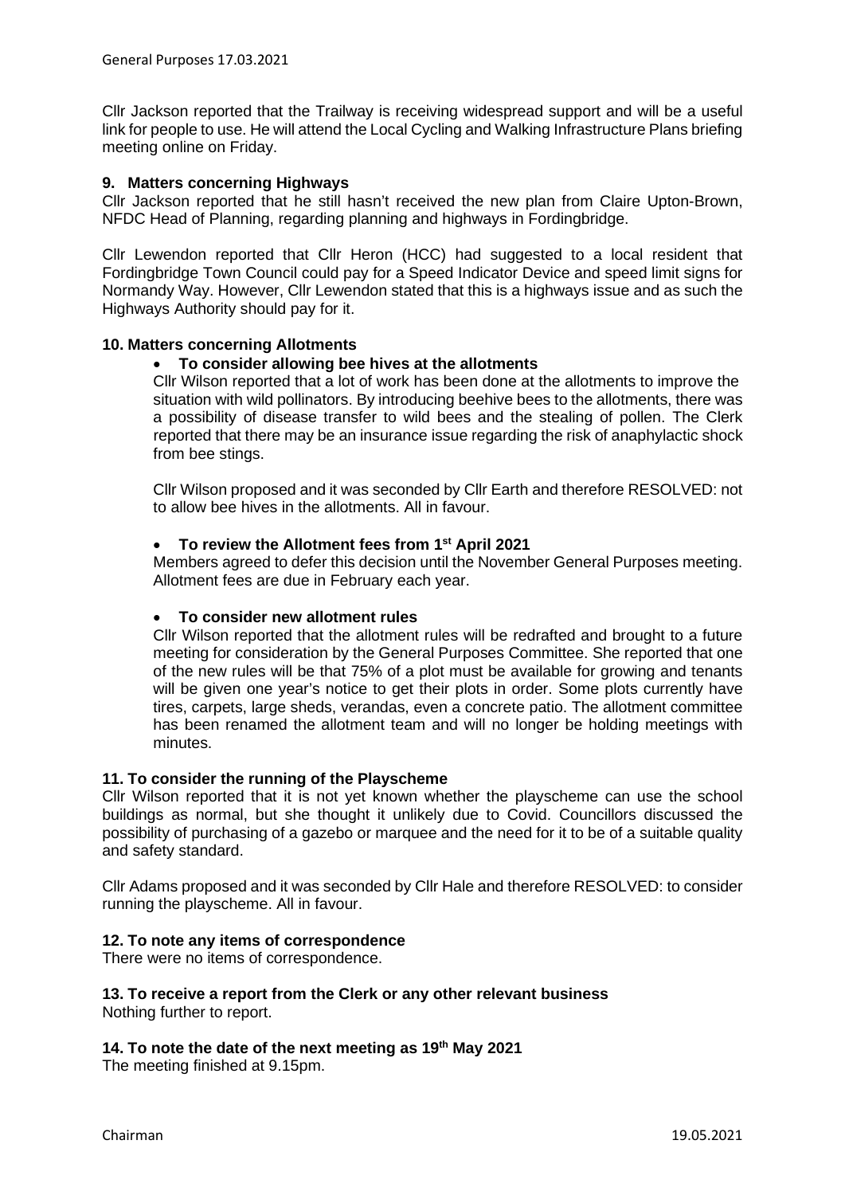Cllr Jackson reported that the Trailway is receiving widespread support and will be a useful link for people to use. He will attend the Local Cycling and Walking Infrastructure Plans briefing meeting online on Friday.

**9. Matters concerning Highways**

Cllr Jackson reported that he still hasn't received the new plan from Claire Upton-Brown, NFDC Head of Planning, regarding planning and highways in Fordingbridge.

Cllr Lewendon reported that Cllr Heron (HCC) had suggested to a local resident that Fordingbridge Town Council could pay for a Speed Indicator Device and speed limit signs for Normandy Way. However, Cllr Lewendon stated that this is a highways issue and as such the Highways Authority should pay for it.

**10. Matters concerning Allotments**

- **To consider allowing bee hives at the allotments**

  Cllr Wilson reported that a lot of work has been done at the allotments to improve the situation with wild pollinators. By introducing beehive bees to the allotments, there was a possibility of disease transfer to wild bees and the stealing of pollen. The Clerk reported that there may be an insurance issue regarding the risk of anaphylactic shock from bee stings.

  Cllr Wilson proposed and it was seconded by Cllr Earth and therefore RESOLVED: not to allow bee hives in the allotments. All in favour.

- **To review the Allotment fees from 1st April 2021**

  Members agreed to defer this decision until the November General Purposes meeting. Allotment fees are due in February each year.

- **To consider new allotment rules**

  Cllr Wilson reported that the allotment rules will be redrafted and brought to a future meeting for consideration by the General Purposes Committee. She reported that one of the new rules will be that 75% of a plot must be available for growing and tenants will be given one year's notice to get their plots in order. Some plots currently have tires, carpets, large sheds, verandas, even a concrete patio. The allotment committee has been renamed the allotment team and will no longer be holding meetings with minutes.

**11. To consider the running of the Playscheme**

Cllr Wilson reported that it is not yet known whether the playscheme can use the school buildings as normal, but she thought it unlikely due to Covid. Councillors discussed the possibility of purchasing of a gazebo or marquee and the need for it to be of a suitable quality and safety standard.

Cllr Adams proposed and it was seconded by Cllr Hale and therefore RESOLVED: to consider running the playscheme. All in favour.

**12. To note any items of correspondence**

There were no items of correspondence.

**13. To receive a report from the Clerk or any other relevant business**

Nothing further to report.

**14. To note the date of the next meeting as 19th May 2021**

The meeting finished at 9.15pm.

Chairman 19.05.2021